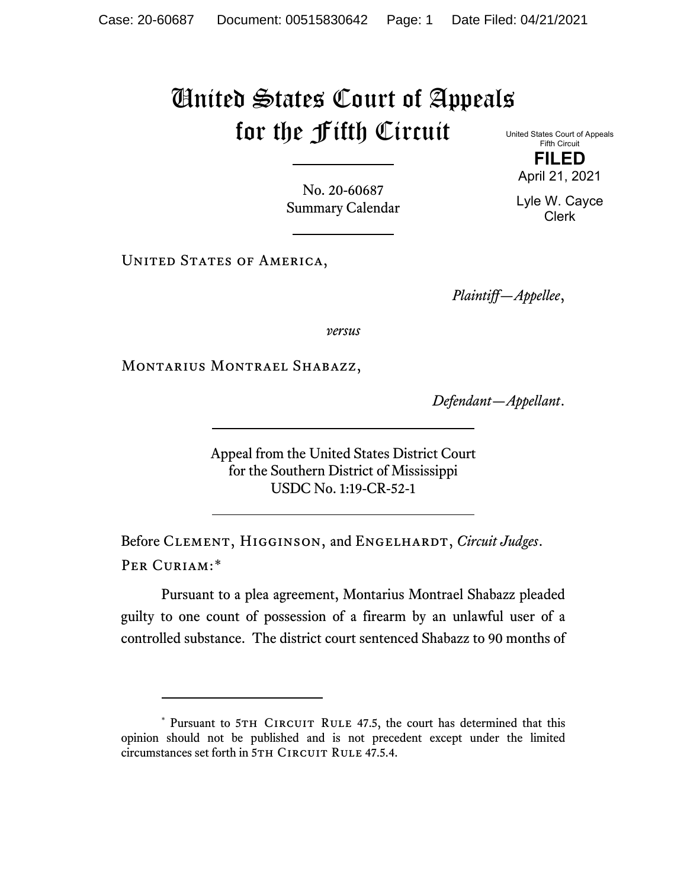# United States Court of Appeals for the Fifth Circuit

United States Court of Appeals
Fifth Circuit

**FILED**

April 21, 2021

Lyle W. Cayce
Clerk

No. 20-60687
Summary Calendar

---

United States of America,

*Plaintiff—Appellee*,

*versus*

Montarius Montrael Shabazz,

*Defendant—Appellant*.

---

Appeal from the United States District Court
for the Southern District of Mississippi
USDC No. 1:19-CR-52-1

---

Before Clement, Higginson, and Engelhardt, *Circuit Judges*.

Per Curiam:*

Pursuant to a plea agreement, Montarius Montrael Shabazz pleaded guilty to one count of possession of a firearm by an unlawful user of a controlled substance. The district court sentenced Shabazz to 90 months of

---

\* Pursuant to 5th Circuit Rule 47.5, the court has determined that this opinion should not be published and is not precedent except under the limited circumstances set forth in 5th Circuit Rule 47.5.4.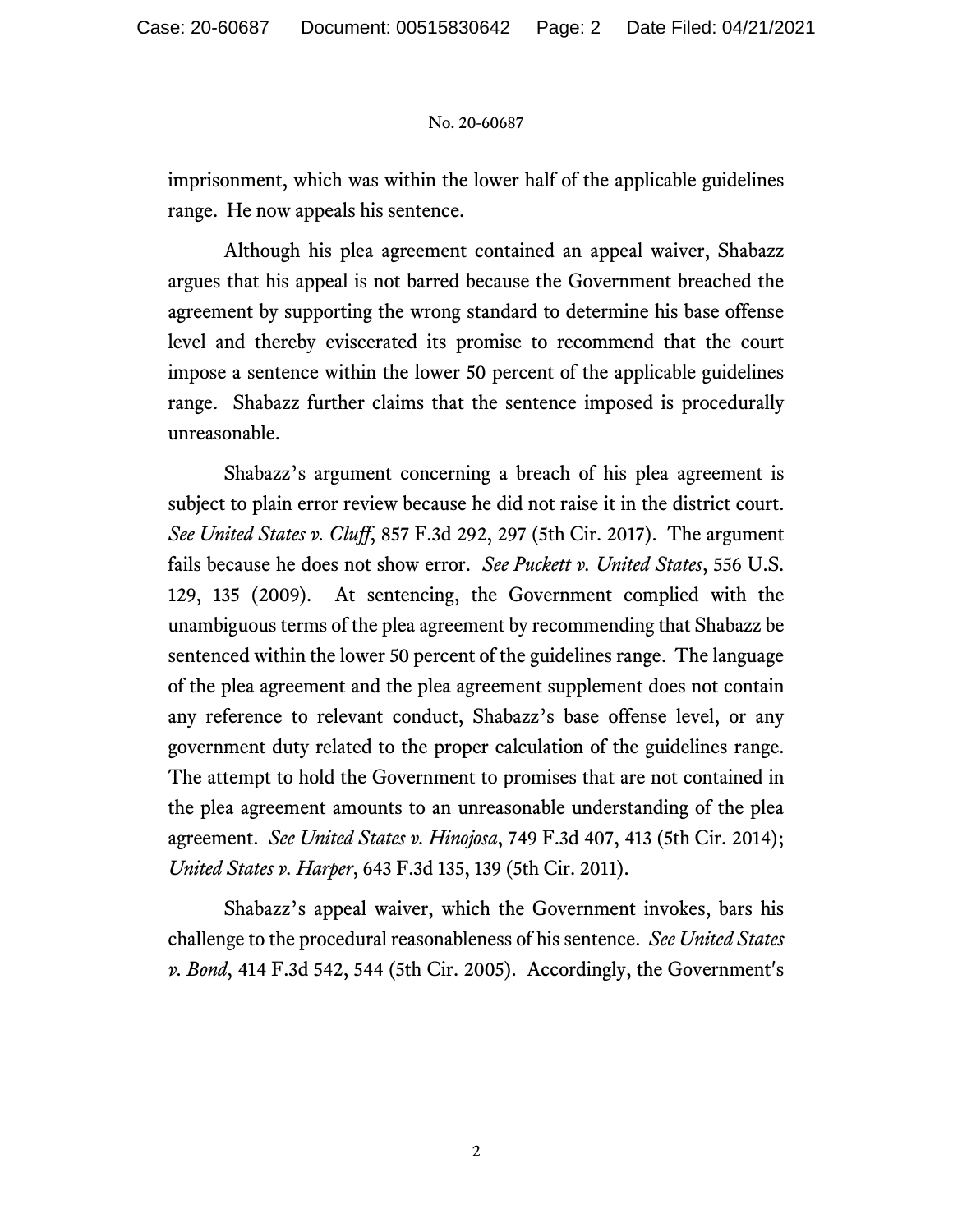imprisonment, which was within the lower half of the applicable guidelines range. He now appeals his sentence.

Although his plea agreement contained an appeal waiver, Shabazz argues that his appeal is not barred because the Government breached the agreement by supporting the wrong standard to determine his base offense level and thereby eviscerated its promise to recommend that the court impose a sentence within the lower 50 percent of the applicable guidelines range. Shabazz further claims that the sentence imposed is procedurally unreasonable.

Shabazz's argument concerning a breach of his plea agreement is subject to plain error review because he did not raise it in the district court. *See United States v. Cluff*, 857 F.3d 292, 297 (5th Cir. 2017). The argument fails because he does not show error. *See Puckett v. United States*, 556 U.S. 129, 135 (2009). At sentencing, the Government complied with the unambiguous terms of the plea agreement by recommending that Shabazz be sentenced within the lower 50 percent of the guidelines range. The language of the plea agreement and the plea agreement supplement does not contain any reference to relevant conduct, Shabazz's base offense level, or any government duty related to the proper calculation of the guidelines range. The attempt to hold the Government to promises that are not contained in the plea agreement amounts to an unreasonable understanding of the plea agreement. *See United States v. Hinojosa*, 749 F.3d 407, 413 (5th Cir. 2014); *United States v. Harper*, 643 F.3d 135, 139 (5th Cir. 2011).

Shabazz's appeal waiver, which the Government invokes, bars his challenge to the procedural reasonableness of his sentence. *See United States v. Bond*, 414 F.3d 542, 544 (5th Cir. 2005). Accordingly, the Government's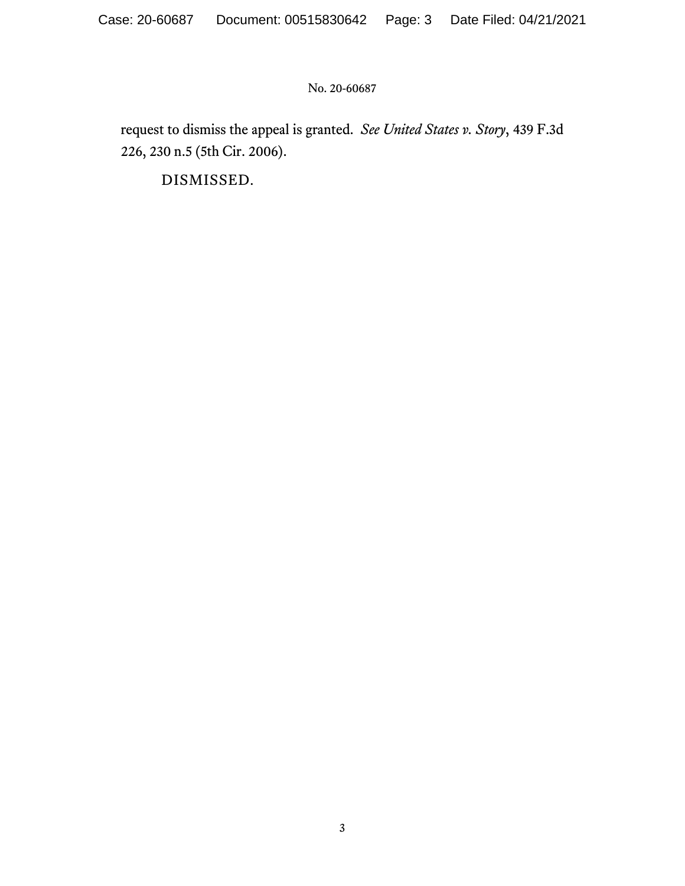request to dismiss the appeal is granted. *See United States v. Story*, 439 F.3d 226, 230 n.5 (5th Cir. 2006).

DISMISSED.